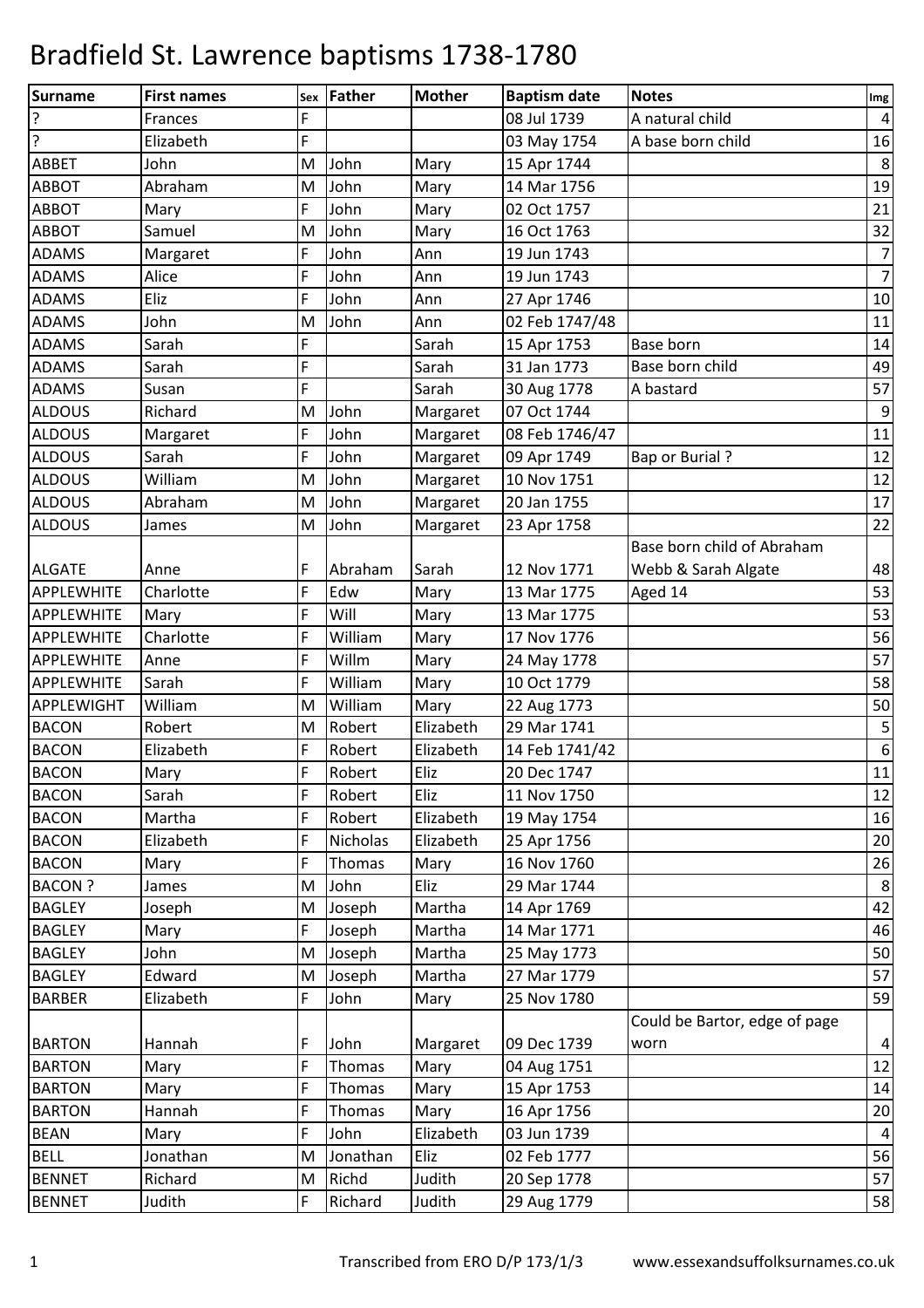# Bradfield St. Lawrence baptisms 1738-1780

| Surname | First names | Sex | Father | Mother | Baptism date | Notes | Img |
|---|---|---|---|---|---|---|---|
| ? | Frances | F | | | 08 Jul 1739 | A natural child | 4 |
| ? | Elizabeth | F | | | 03 May 1754 | A base born child | 16 |
| ABBET | John | M | John | Mary | 15 Apr 1744 | | 8 |
| ABBOT | Abraham | M | John | Mary | 14 Mar 1756 | | 19 |
| ABBOT | Mary | F | John | Mary | 02 Oct 1757 | | 21 |
| ABBOT | Samuel | M | John | Mary | 16 Oct 1763 | | 32 |
| ADAMS | Margaret | F | John | Ann | 19 Jun 1743 | | 7 |
| ADAMS | Alice | F | John | Ann | 19 Jun 1743 | | 7 |
| ADAMS | Eliz | F | John | Ann | 27 Apr 1746 | | 10 |
| ADAMS | John | M | John | Ann | 02 Feb 1747/48 | | 11 |
| ADAMS | Sarah | F | | Sarah | 15 Apr 1753 | Base born | 14 |
| ADAMS | Sarah | F | | Sarah | 31 Jan 1773 | Base born child | 49 |
| ADAMS | Susan | F | | Sarah | 30 Aug 1778 | A bastard | 57 |
| ALDOUS | Richard | M | John | Margaret | 07 Oct 1744 | | 9 |
| ALDOUS | Margaret | F | John | Margaret | 08 Feb 1746/47 | | 11 |
| ALDOUS | Sarah | F | John | Margaret | 09 Apr 1749 | Bap or Burial ? | 12 |
| ALDOUS | William | M | John | Margaret | 10 Nov 1751 | | 12 |
| ALDOUS | Abraham | M | John | Margaret | 20 Jan 1755 | | 17 |
| ALDOUS | James | M | John | Margaret | 23 Apr 1758 | | 22 |
| ALGATE | Anne | F | Abraham | Sarah | 12 Nov 1771 | Base born child of Abraham Webb & Sarah Algate | 48 |
| APPLEWHITE | Charlotte | F | Edw | Mary | 13 Mar 1775 | Aged 14 | 53 |
| APPLEWHITE | Mary | F | Will | Mary | 13 Mar 1775 | | 53 |
| APPLEWHITE | Charlotte | F | William | Mary | 17 Nov 1776 | | 56 |
| APPLEWHITE | Anne | F | Willm | Mary | 24 May 1778 | | 57 |
| APPLEWHITE | Sarah | F | William | Mary | 10 Oct 1779 | | 58 |
| APPLEWIGHT | William | M | William | Mary | 22 Aug 1773 | | 50 |
| BACON | Robert | M | Robert | Elizabeth | 29 Mar 1741 | | 5 |
| BACON | Elizabeth | F | Robert | Elizabeth | 14 Feb 1741/42 | | 6 |
| BACON | Mary | F | Robert | Eliz | 20 Dec 1747 | | 11 |
| BACON | Sarah | F | Robert | Eliz | 11 Nov 1750 | | 12 |
| BACON | Martha | F | Robert | Elizabeth | 19 May 1754 | | 16 |
| BACON | Elizabeth | F | Nicholas | Elizabeth | 25 Apr 1756 | | 20 |
| BACON | Mary | F | Thomas | Mary | 16 Nov 1760 | | 26 |
| BACON ? | James | M | John | Eliz | 29 Mar 1744 | | 8 |
| BAGLEY | Joseph | M | Joseph | Martha | 14 Apr 1769 | | 42 |
| BAGLEY | Mary | F | Joseph | Martha | 14 Mar 1771 | | 46 |
| BAGLEY | John | M | Joseph | Martha | 25 May 1773 | | 50 |
| BAGLEY | Edward | M | Joseph | Martha | 27 Mar 1779 | | 57 |
| BARBER | Elizabeth | F | John | Mary | 25 Nov 1780 | | 59 |
| BARTON | Hannah | F | John | Margaret | 09 Dec 1739 | Could be Bartor, edge of page worn | 4 |
| BARTON | Mary | F | Thomas | Mary | 04 Aug 1751 | | 12 |
| BARTON | Mary | F | Thomas | Mary | 15 Apr 1753 | | 14 |
| BARTON | Hannah | F | Thomas | Mary | 16 Apr 1756 | | 20 |
| BEAN | Mary | F | John | Elizabeth | 03 Jun 1739 | | 4 |
| BELL | Jonathan | M | Jonathan | Eliz | 02 Feb 1777 | | 56 |
| BENNET | Richard | M | Richd | Judith | 20 Sep 1778 | | 57 |
| BENNET | Judith | F | Richard | Judith | 29 Aug 1779 | | 58 |

Transcribed from ERO D/P 173/1/3 www.essexandsuffolksurnames.co.uk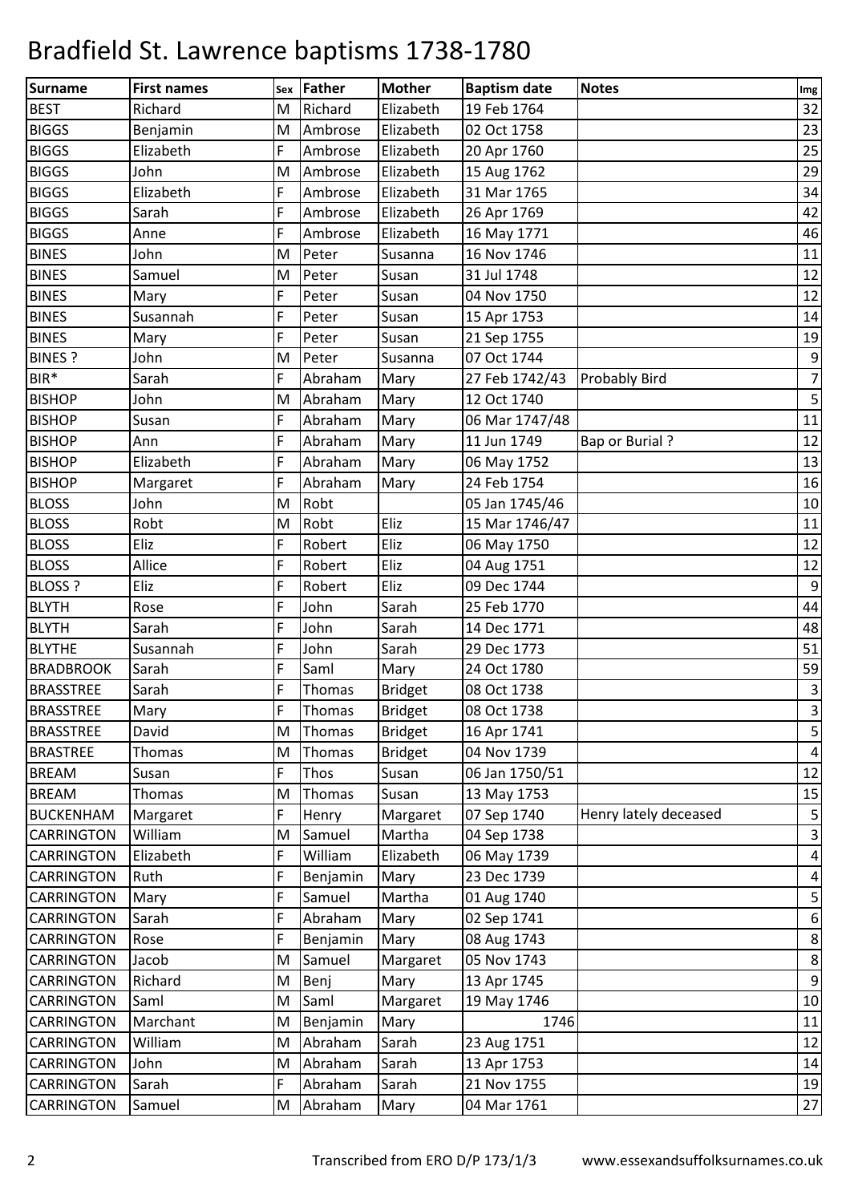# Bradfield St. Lawrence baptisms 1738-1780

| Surname | First names | Sex | Father | Mother | Baptism date | Notes | Img |
|---|---|---|---|---|---|---|---|
| BEST | Richard | M | Richard | Elizabeth | 19 Feb 1764 | | 32 |
| BIGGS | Benjamin | M | Ambrose | Elizabeth | 02 Oct 1758 | | 23 |
| BIGGS | Elizabeth | F | Ambrose | Elizabeth | 20 Apr 1760 | | 25 |
| BIGGS | John | M | Ambrose | Elizabeth | 15 Aug 1762 | | 29 |
| BIGGS | Elizabeth | F | Ambrose | Elizabeth | 31 Mar 1765 | | 34 |
| BIGGS | Sarah | F | Ambrose | Elizabeth | 26 Apr 1769 | | 42 |
| BIGGS | Anne | F | Ambrose | Elizabeth | 16 May 1771 | | 46 |
| BINES | John | M | Peter | Susanna | 16 Nov 1746 | | 11 |
| BINES | Samuel | M | Peter | Susan | 31 Jul 1748 | | 12 |
| BINES | Mary | F | Peter | Susan | 04 Nov 1750 | | 12 |
| BINES | Susannah | F | Peter | Susan | 15 Apr 1753 | | 14 |
| BINES | Mary | F | Peter | Susan | 21 Sep 1755 | | 19 |
| BINES ? | John | M | Peter | Susanna | 07 Oct 1744 | | 9 |
| BIR* | Sarah | F | Abraham | Mary | 27 Feb 1742/43 | Probably Bird | 7 |
| BISHOP | John | M | Abraham | Mary | 12 Oct 1740 | | 5 |
| BISHOP | Susan | F | Abraham | Mary | 06 Mar 1747/48 | | 11 |
| BISHOP | Ann | F | Abraham | Mary | 11 Jun 1749 | Bap or Burial ? | 12 |
| BISHOP | Elizabeth | F | Abraham | Mary | 06 May 1752 | | 13 |
| BISHOP | Margaret | F | Abraham | Mary | 24 Feb 1754 | | 16 |
| BLOSS | John | M | Robt | | 05 Jan 1745/46 | | 10 |
| BLOSS | Robt | M | Robt | Eliz | 15 Mar 1746/47 | | 11 |
| BLOSS | Eliz | F | Robert | Eliz | 06 May 1750 | | 12 |
| BLOSS | Allice | F | Robert | Eliz | 04 Aug 1751 | | 12 |
| BLOSS ? | Eliz | F | Robert | Eliz | 09 Dec 1744 | | 9 |
| BLYTH | Rose | F | John | Sarah | 25 Feb 1770 | | 44 |
| BLYTH | Sarah | F | John | Sarah | 14 Dec 1771 | | 48 |
| BLYTHE | Susannah | F | John | Sarah | 29 Dec 1773 | | 51 |
| BRADBROOK | Sarah | F | Saml | Mary | 24 Oct 1780 | | 59 |
| BRASSTREE | Sarah | F | Thomas | Bridget | 08 Oct 1738 | | 3 |
| BRASSTREE | Mary | F | Thomas | Bridget | 08 Oct 1738 | | 3 |
| BRASSTREE | David | M | Thomas | Bridget | 16 Apr 1741 | | 5 |
| BRASTREE | Thomas | M | Thomas | Bridget | 04 Nov 1739 | | 4 |
| BREAM | Susan | F | Thos | Susan | 06 Jan 1750/51 | | 12 |
| BREAM | Thomas | M | Thomas | Susan | 13 May 1753 | | 15 |
| BUCKENHAM | Margaret | F | Henry | Margaret | 07 Sep 1740 | Henry lately deceased | 5 |
| CARRINGTON | William | M | Samuel | Martha | 04 Sep 1738 | | 3 |
| CARRINGTON | Elizabeth | F | William | Elizabeth | 06 May 1739 | | 4 |
| CARRINGTON | Ruth | F | Benjamin | Mary | 23 Dec 1739 | | 4 |
| CARRINGTON | Mary | F | Samuel | Martha | 01 Aug 1740 | | 5 |
| CARRINGTON | Sarah | F | Abraham | Mary | 02 Sep 1741 | | 6 |
| CARRINGTON | Rose | F | Benjamin | Mary | 08 Aug 1743 | | 8 |
| CARRINGTON | Jacob | M | Samuel | Margaret | 05 Nov 1743 | | 8 |
| CARRINGTON | Richard | M | Benj | Mary | 13 Apr 1745 | | 9 |
| CARRINGTON | Saml | M | Saml | Margaret | 19 May 1746 | | 10 |
| CARRINGTON | Marchant | M | Benjamin | Mary | 1746 | | 11 |
| CARRINGTON | William | M | Abraham | Sarah | 23 Aug 1751 | | 12 |
| CARRINGTON | John | M | Abraham | Sarah | 13 Apr 1753 | | 14 |
| CARRINGTON | Sarah | F | Abraham | Sarah | 21 Nov 1755 | | 19 |
| CARRINGTON | Samuel | M | Abraham | Mary | 04 Mar 1761 | | 27 |

Transcribed from ERO D/P 173/1/3 www.essexandsuffolksurnames.co.uk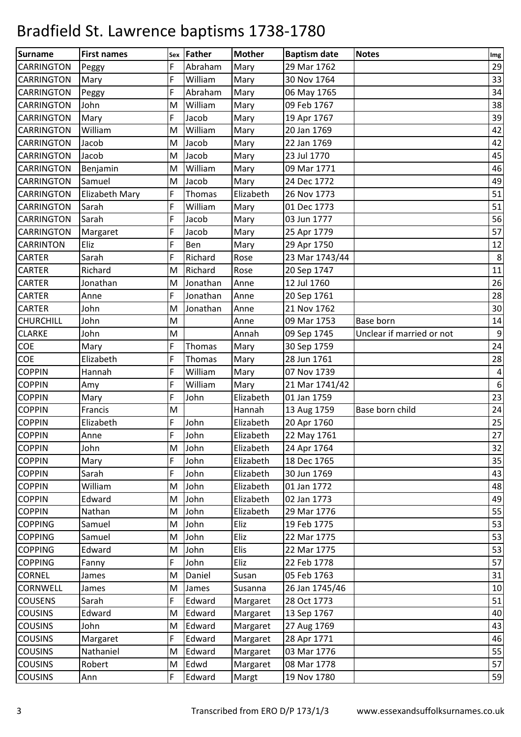# Bradfield St. Lawrence baptisms 1738-1780

| Surname | First names | Sex | Father | Mother | Baptism date | Notes | Img |
|---|---|---|---|---|---|---|---|
| CARRINGTON | Peggy | F | Abraham | Mary | 29 Mar 1762 | | 29 |
| CARRINGTON | Mary | F | William | Mary | 30 Nov 1764 | | 33 |
| CARRINGTON | Peggy | F | Abraham | Mary | 06 May 1765 | | 34 |
| CARRINGTON | John | M | William | Mary | 09 Feb 1767 | | 38 |
| CARRINGTON | Mary | F | Jacob | Mary | 19 Apr 1767 | | 39 |
| CARRINGTON | William | M | William | Mary | 20 Jan 1769 | | 42 |
| CARRINGTON | Jacob | M | Jacob | Mary | 22 Jan 1769 | | 42 |
| CARRINGTON | Jacob | M | Jacob | Mary | 23 Jul 1770 | | 45 |
| CARRINGTON | Benjamin | M | William | Mary | 09 Mar 1771 | | 46 |
| CARRINGTON | Samuel | M | Jacob | Mary | 24 Dec 1772 | | 49 |
| CARRINGTON | Elizabeth Mary | F | Thomas | Elizabeth | 26 Nov 1773 | | 51 |
| CARRINGTON | Sarah | F | William | Mary | 01 Dec 1773 | | 51 |
| CARRINGTON | Sarah | F | Jacob | Mary | 03 Jun 1777 | | 56 |
| CARRINGTON | Margaret | F | Jacob | Mary | 25 Apr 1779 | | 57 |
| CARRINTON | Eliz | F | Ben | Mary | 29 Apr 1750 | | 12 |
| CARTER | Sarah | F | Richard | Rose | 23 Mar 1743/44 | | 8 |
| CARTER | Richard | M | Richard | Rose | 20 Sep 1747 | | 11 |
| CARTER | Jonathan | M | Jonathan | Anne | 12 Jul 1760 | | 26 |
| CARTER | Anne | F | Jonathan | Anne | 20 Sep 1761 | | 28 |
| CARTER | John | M | Jonathan | Anne | 21 Nov 1762 | | 30 |
| CHURCHILL | John | M | | Anne | 09 Mar 1753 | Base born | 14 |
| CLARKE | John | M | | Annah | 09 Sep 1745 | Unclear if married or not | 9 |
| COE | Mary | F | Thomas | Mary | 30 Sep 1759 | | 24 |
| COE | Elizabeth | F | Thomas | Mary | 28 Jun 1761 | | 28 |
| COPPIN | Hannah | F | William | Mary | 07 Nov 1739 | | 4 |
| COPPIN | Amy | F | William | Mary | 21 Mar 1741/42 | | 6 |
| COPPIN | Mary | F | John | Elizabeth | 01 Jan 1759 | | 23 |
| COPPIN | Francis | M | | Hannah | 13 Aug 1759 | Base born child | 24 |
| COPPIN | Elizabeth | F | John | Elizabeth | 20 Apr 1760 | | 25 |
| COPPIN | Anne | F | John | Elizabeth | 22 May 1761 | | 27 |
| COPPIN | John | M | John | Elizabeth | 24 Apr 1764 | | 32 |
| COPPIN | Mary | F | John | Elizabeth | 18 Dec 1765 | | 35 |
| COPPIN | Sarah | F | John | Elizabeth | 30 Jun 1769 | | 43 |
| COPPIN | William | M | John | Elizabeth | 01 Jan 1772 | | 48 |
| COPPIN | Edward | M | John | Elizabeth | 02 Jan 1773 | | 49 |
| COPPIN | Nathan | M | John | Elizabeth | 29 Mar 1776 | | 55 |
| COPPING | Samuel | M | John | Eliz | 19 Feb 1775 | | 53 |
| COPPING | Samuel | M | John | Eliz | 22 Mar 1775 | | 53 |
| COPPING | Edward | M | John | Elis | 22 Mar 1775 | | 53 |
| COPPING | Fanny | F | John | Eliz | 22 Feb 1778 | | 57 |
| CORNEL | James | M | Daniel | Susan | 05 Feb 1763 | | 31 |
| CORNWELL | James | M | James | Susanna | 26 Jan 1745/46 | | 10 |
| COUSENS | Sarah | F | Edward | Margaret | 28 Oct 1773 | | 51 |
| COUSINS | Edward | M | Edward | Margaret | 13 Sep 1767 | | 40 |
| COUSINS | John | M | Edward | Margaret | 27 Aug 1769 | | 43 |
| COUSINS | Margaret | F | Edward | Margaret | 28 Apr 1771 | | 46 |
| COUSINS | Nathaniel | M | Edward | Margaret | 03 Mar 1776 | | 55 |
| COUSINS | Robert | M | Edwd | Margaret | 08 Mar 1778 | | 57 |
| COUSINS | Ann | F | Edward | Margt | 19 Nov 1780 | | 59 |

Transcribed from ERO D/P 173/1/3 www.essexandsuffolksurnames.co.uk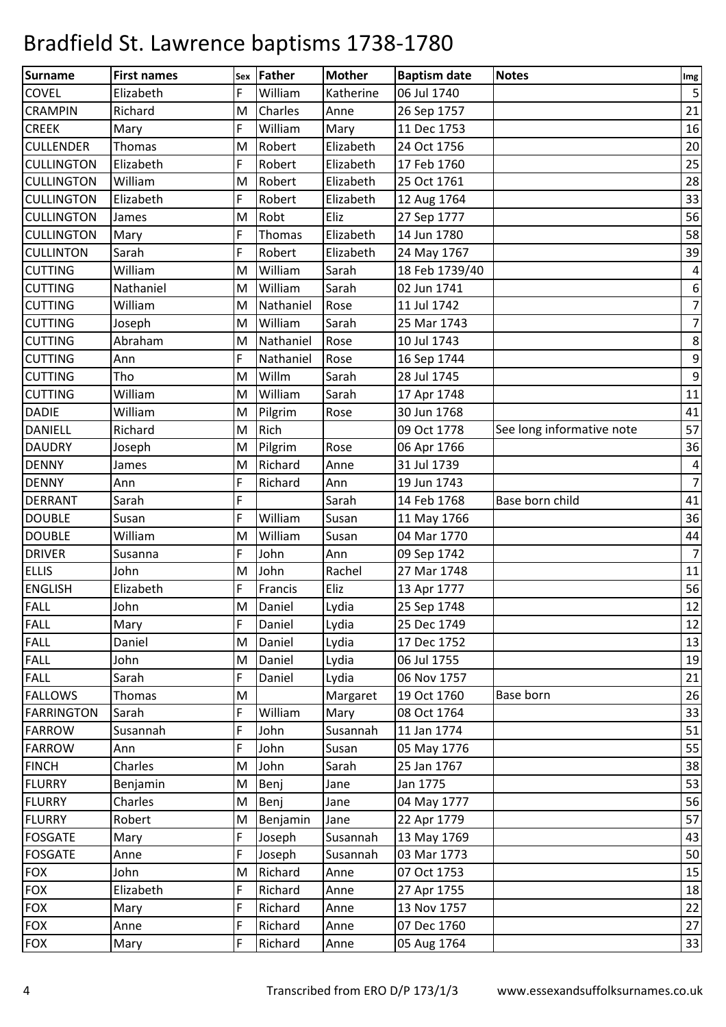# Bradfield St. Lawrence baptisms 1738-1780

| Surname | First names | Sex | Father | Mother | Baptism date | Notes | Img |
|---|---|---|---|---|---|---|---|
| COVEL | Elizabeth | F | William | Katherine | 06 Jul 1740 | | 5 |
| CRAMPIN | Richard | M | Charles | Anne | 26 Sep 1757 | | 21 |
| CREEK | Mary | F | William | Mary | 11 Dec 1753 | | 16 |
| CULLENDER | Thomas | M | Robert | Elizabeth | 24 Oct 1756 | | 20 |
| CULLINGTON | Elizabeth | F | Robert | Elizabeth | 17 Feb 1760 | | 25 |
| CULLINGTON | William | M | Robert | Elizabeth | 25 Oct 1761 | | 28 |
| CULLINGTON | Elizabeth | F | Robert | Elizabeth | 12 Aug 1764 | | 33 |
| CULLINGTON | James | M | Robt | Eliz | 27 Sep 1777 | | 56 |
| CULLINGTON | Mary | F | Thomas | Elizabeth | 14 Jun 1780 | | 58 |
| CULLINTON | Sarah | F | Robert | Elizabeth | 24 May 1767 | | 39 |
| CUTTING | William | M | William | Sarah | 18 Feb 1739/40 | | 4 |
| CUTTING | Nathaniel | M | William | Sarah | 02 Jun 1741 | | 6 |
| CUTTING | William | M | Nathaniel | Rose | 11 Jul 1742 | | 7 |
| CUTTING | Joseph | M | William | Sarah | 25 Mar 1743 | | 7 |
| CUTTING | Abraham | M | Nathaniel | Rose | 10 Jul 1743 | | 8 |
| CUTTING | Ann | F | Nathaniel | Rose | 16 Sep 1744 | | 9 |
| CUTTING | Tho | M | Willm | Sarah | 28 Jul 1745 | | 9 |
| CUTTING | William | M | William | Sarah | 17 Apr 1748 | | 11 |
| DADIE | William | M | Pilgrim | Rose | 30 Jun 1768 | | 41 |
| DANIELL | Richard | M | Rich | | 09 Oct 1778 | See long informative note | 57 |
| DAUDRY | Joseph | M | Pilgrim | Rose | 06 Apr 1766 | | 36 |
| DENNY | James | M | Richard | Anne | 31 Jul 1739 | | 4 |
| DENNY | Ann | F | Richard | Ann | 19 Jun 1743 | | 7 |
| DERRANT | Sarah | F | | Sarah | 14 Feb 1768 | Base born child | 41 |
| DOUBLE | Susan | F | William | Susan | 11 May 1766 | | 36 |
| DOUBLE | William | M | William | Susan | 04 Mar 1770 | | 44 |
| DRIVER | Susanna | F | John | Ann | 09 Sep 1742 | | 7 |
| ELLIS | John | M | John | Rachel | 27 Mar 1748 | | 11 |
| ENGLISH | Elizabeth | F | Francis | Eliz | 13 Apr 1777 | | 56 |
| FALL | John | M | Daniel | Lydia | 25 Sep 1748 | | 12 |
| FALL | Mary | F | Daniel | Lydia | 25 Dec 1749 | | 12 |
| FALL | Daniel | M | Daniel | Lydia | 17 Dec 1752 | | 13 |
| FALL | John | M | Daniel | Lydia | 06 Jul 1755 | | 19 |
| FALL | Sarah | F | Daniel | Lydia | 06 Nov 1757 | | 21 |
| FALLOWS | Thomas | M | | Margaret | 19 Oct 1760 | Base born | 26 |
| FARRINGTON | Sarah | F | William | Mary | 08 Oct 1764 | | 33 |
| FARROW | Susannah | F | John | Susannah | 11 Jan 1774 | | 51 |
| FARROW | Ann | F | John | Susan | 05 May 1776 | | 55 |
| FINCH | Charles | M | John | Sarah | 25 Jan 1767 | | 38 |
| FLURRY | Benjamin | M | Benj | Jane | Jan 1775 | | 53 |
| FLURRY | Charles | M | Benj | Jane | 04 May 1777 | | 56 |
| FLURRY | Robert | M | Benjamin | Jane | 22 Apr 1779 | | 57 |
| FOSGATE | Mary | F | Joseph | Susannah | 13 May 1769 | | 43 |
| FOSGATE | Anne | F | Joseph | Susannah | 03 Mar 1773 | | 50 |
| FOX | John | M | Richard | Anne | 07 Oct 1753 | | 15 |
| FOX | Elizabeth | F | Richard | Anne | 27 Apr 1755 | | 18 |
| FOX | Mary | F | Richard | Anne | 13 Nov 1757 | | 22 |
| FOX | Anne | F | Richard | Anne | 07 Dec 1760 | | 27 |
| FOX | Mary | F | Richard | Anne | 05 Aug 1764 | | 33 |

Transcribed from ERO D/P 173/1/3 www.essexandsuffolksurnames.co.uk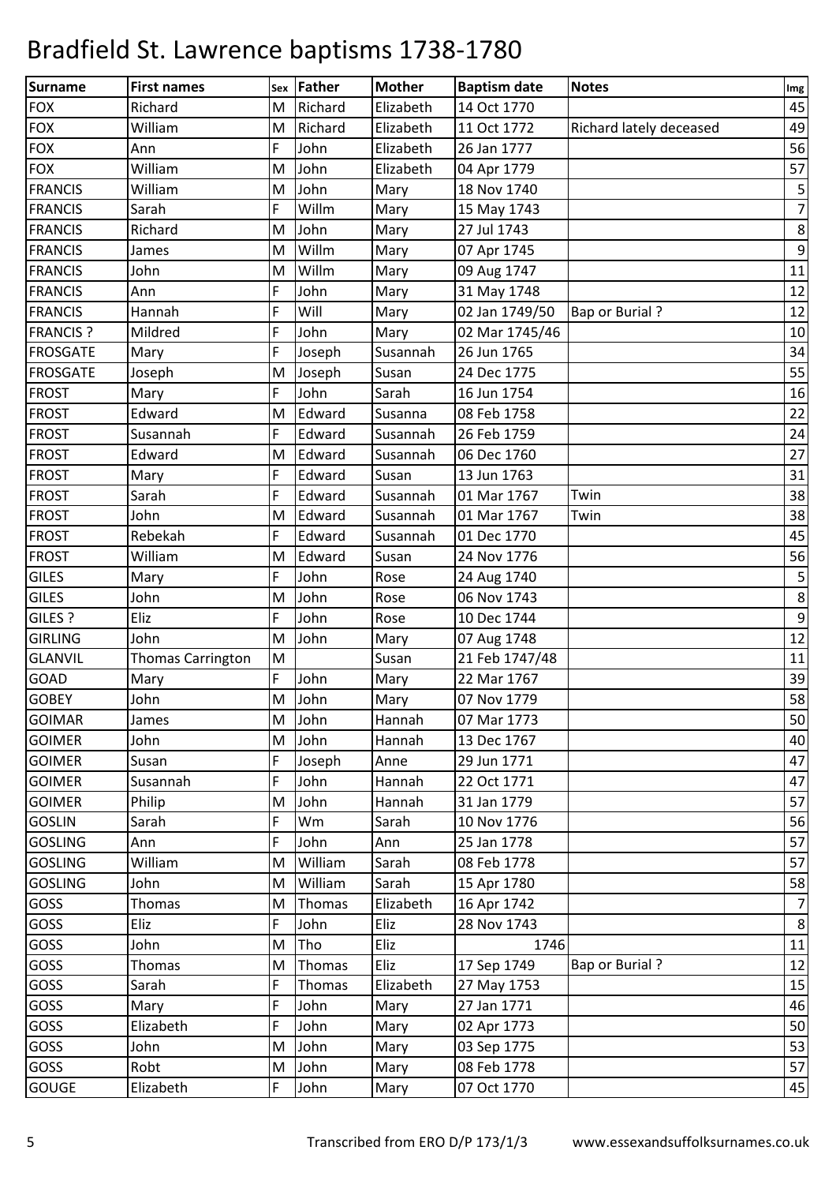# Bradfield St. Lawrence baptisms 1738-1780

| Surname | First names | Sex | Father | Mother | Baptism date | Notes | Img |
|---|---|---|---|---|---|---|---|
| FOX | Richard | M | Richard | Elizabeth | 14 Oct 1770 | | 45 |
| FOX | William | M | Richard | Elizabeth | 11 Oct 1772 | Richard lately deceased | 49 |
| FOX | Ann | F | John | Elizabeth | 26 Jan 1777 | | 56 |
| FOX | William | M | John | Elizabeth | 04 Apr 1779 | | 57 |
| FRANCIS | William | M | John | Mary | 18 Nov 1740 | | 5 |
| FRANCIS | Sarah | F | Willm | Mary | 15 May 1743 | | 7 |
| FRANCIS | Richard | M | John | Mary | 27 Jul 1743 | | 8 |
| FRANCIS | James | M | Willm | Mary | 07 Apr 1745 | | 9 |
| FRANCIS | John | M | Willm | Mary | 09 Aug 1747 | | 11 |
| FRANCIS | Ann | F | John | Mary | 31 May 1748 | | 12 |
| FRANCIS | Hannah | F | Will | Mary | 02 Jan 1749/50 | Bap or Burial ? | 12 |
| FRANCIS ? | Mildred | F | John | Mary | 02 Mar 1745/46 | | 10 |
| FROSGATE | Mary | F | Joseph | Susannah | 26 Jun 1765 | | 34 |
| FROSGATE | Joseph | M | Joseph | Susan | 24 Dec 1775 | | 55 |
| FROST | Mary | F | John | Sarah | 16 Jun 1754 | | 16 |
| FROST | Edward | M | Edward | Susanna | 08 Feb 1758 | | 22 |
| FROST | Susannah | F | Edward | Susannah | 26 Feb 1759 | | 24 |
| FROST | Edward | M | Edward | Susannah | 06 Dec 1760 | | 27 |
| FROST | Mary | F | Edward | Susan | 13 Jun 1763 | | 31 |
| FROST | Sarah | F | Edward | Susannah | 01 Mar 1767 | Twin | 38 |
| FROST | John | M | Edward | Susannah | 01 Mar 1767 | Twin | 38 |
| FROST | Rebekah | F | Edward | Susannah | 01 Dec 1770 | | 45 |
| FROST | William | M | Edward | Susan | 24 Nov 1776 | | 56 |
| GILES | Mary | F | John | Rose | 24 Aug 1740 | | 5 |
| GILES | John | M | John | Rose | 06 Nov 1743 | | 8 |
| GILES ? | Eliz | F | John | Rose | 10 Dec 1744 | | 9 |
| GIRLING | John | M | John | Mary | 07 Aug 1748 | | 12 |
| GLANVIL | Thomas Carrington | M | | Susan | 21 Feb 1747/48 | | 11 |
| GOAD | Mary | F | John | Mary | 22 Mar 1767 | | 39 |
| GOBEY | John | M | John | Mary | 07 Nov 1779 | | 58 |
| GOIMAR | James | M | John | Hannah | 07 Mar 1773 | | 50 |
| GOIMER | John | M | John | Hannah | 13 Dec 1767 | | 40 |
| GOIMER | Susan | F | Joseph | Anne | 29 Jun 1771 | | 47 |
| GOIMER | Susannah | F | John | Hannah | 22 Oct 1771 | | 47 |
| GOIMER | Philip | M | John | Hannah | 31 Jan 1779 | | 57 |
| GOSLIN | Sarah | F | Wm | Sarah | 10 Nov 1776 | | 56 |
| GOSLING | Ann | F | John | Ann | 25 Jan 1778 | | 57 |
| GOSLING | William | M | William | Sarah | 08 Feb 1778 | | 57 |
| GOSLING | John | M | William | Sarah | 15 Apr 1780 | | 58 |
| GOSS | Thomas | M | Thomas | Elizabeth | 16 Apr 1742 | | 7 |
| GOSS | Eliz | F | John | Eliz | 28 Nov 1743 | | 8 |
| GOSS | John | M | Tho | Eliz | 1746 | | 11 |
| GOSS | Thomas | M | Thomas | Eliz | 17 Sep 1749 | Bap or Burial ? | 12 |
| GOSS | Sarah | F | Thomas | Elizabeth | 27 May 1753 | | 15 |
| GOSS | Mary | F | John | Mary | 27 Jan 1771 | | 46 |
| GOSS | Elizabeth | F | John | Mary | 02 Apr 1773 | | 50 |
| GOSS | John | M | John | Mary | 03 Sep 1775 | | 53 |
| GOSS | Robt | M | John | Mary | 08 Feb 1778 | | 57 |
| GOUGE | Elizabeth | F | John | Mary | 07 Oct 1770 | | 45 |

Transcribed from ERO D/P 173/1/3 www.essexandsuffolksurnames.co.uk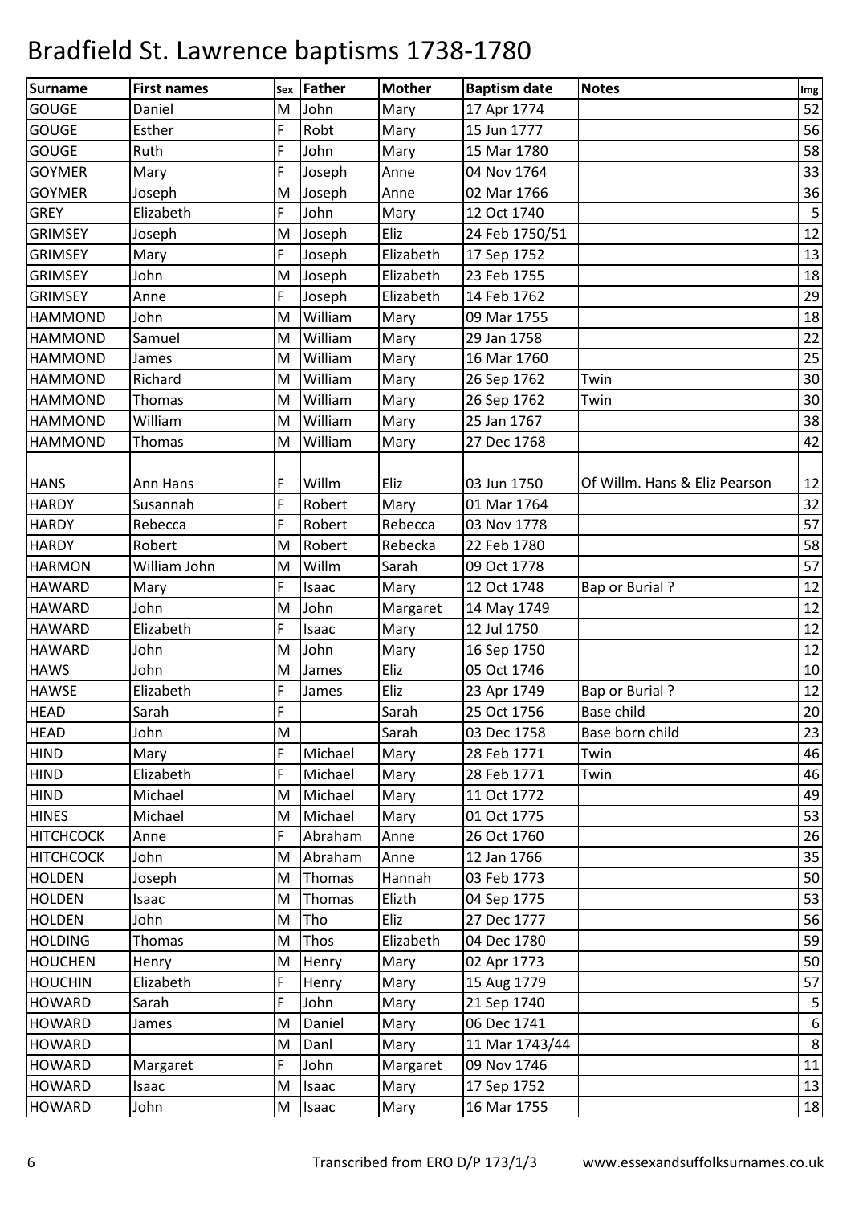# Bradfield St. Lawrence baptisms 1738-1780

| Surname | First names | Sex | Father | Mother | Baptism date | Notes | Img |
|---|---|---|---|---|---|---|---|
| GOUGE | Daniel | M | John | Mary | 17 Apr 1774 | | 52 |
| GOUGE | Esther | F | Robt | Mary | 15 Jun 1777 | | 56 |
| GOUGE | Ruth | F | John | Mary | 15 Mar 1780 | | 58 |
| GOYMER | Mary | F | Joseph | Anne | 04 Nov 1764 | | 33 |
| GOYMER | Joseph | M | Joseph | Anne | 02 Mar 1766 | | 36 |
| GREY | Elizabeth | F | John | Mary | 12 Oct 1740 | | 5 |
| GRIMSEY | Joseph | M | Joseph | Eliz | 24 Feb 1750/51 | | 12 |
| GRIMSEY | Mary | F | Joseph | Elizabeth | 17 Sep 1752 | | 13 |
| GRIMSEY | John | M | Joseph | Elizabeth | 23 Feb 1755 | | 18 |
| GRIMSEY | Anne | F | Joseph | Elizabeth | 14 Feb 1762 | | 29 |
| HAMMOND | John | M | William | Mary | 09 Mar 1755 | | 18 |
| HAMMOND | Samuel | M | William | Mary | 29 Jan 1758 | | 22 |
| HAMMOND | James | M | William | Mary | 16 Mar 1760 | | 25 |
| HAMMOND | Richard | M | William | Mary | 26 Sep 1762 | Twin | 30 |
| HAMMOND | Thomas | M | William | Mary | 26 Sep 1762 | Twin | 30 |
| HAMMOND | William | M | William | Mary | 25 Jan 1767 | | 38 |
| HAMMOND | Thomas | M | William | Mary | 27 Dec 1768 | | 42 |
| HANS | Ann Hans | F | Willm | Eliz | 03 Jun 1750 | Of Willm. Hans & Eliz Pearson | 12 |
| HARDY | Susannah | F | Robert | Mary | 01 Mar 1764 | | 32 |
| HARDY | Rebecca | F | Robert | Rebecca | 03 Nov 1778 | | 57 |
| HARDY | Robert | M | Robert | Rebecka | 22 Feb 1780 | | 58 |
| HARMON | William John | M | Willm | Sarah | 09 Oct 1778 | | 57 |
| HAWARD | Mary | F | Isaac | Mary | 12 Oct 1748 | Bap or Burial ? | 12 |
| HAWARD | John | M | John | Margaret | 14 May 1749 | | 12 |
| HAWARD | Elizabeth | F | Isaac | Mary | 12 Jul 1750 | | 12 |
| HAWARD | John | M | John | Mary | 16 Sep 1750 | | 12 |
| HAWS | John | M | James | Eliz | 05 Oct 1746 | | 10 |
| HAWSE | Elizabeth | F | James | Eliz | 23 Apr 1749 | Bap or Burial ? | 12 |
| HEAD | Sarah | F | | Sarah | 25 Oct 1756 | Base child | 20 |
| HEAD | John | M | | Sarah | 03 Dec 1758 | Base born child | 23 |
| HIND | Mary | F | Michael | Mary | 28 Feb 1771 | Twin | 46 |
| HIND | Elizabeth | F | Michael | Mary | 28 Feb 1771 | Twin | 46 |
| HIND | Michael | M | Michael | Mary | 11 Oct 1772 | | 49 |
| HINES | Michael | M | Michael | Mary | 01 Oct 1775 | | 53 |
| HITCHCOCK | Anne | F | Abraham | Anne | 26 Oct 1760 | | 26 |
| HITCHCOCK | John | M | Abraham | Anne | 12 Jan 1766 | | 35 |
| HOLDEN | Joseph | M | Thomas | Hannah | 03 Feb 1773 | | 50 |
| HOLDEN | Isaac | M | Thomas | Elizth | 04 Sep 1775 | | 53 |
| HOLDEN | John | M | Tho | Eliz | 27 Dec 1777 | | 56 |
| HOLDING | Thomas | M | Thos | Elizabeth | 04 Dec 1780 | | 59 |
| HOUCHEN | Henry | M | Henry | Mary | 02 Apr 1773 | | 50 |
| HOUCHIN | Elizabeth | F | Henry | Mary | 15 Aug 1779 | | 57 |
| HOWARD | Sarah | F | John | Mary | 21 Sep 1740 | | 5 |
| HOWARD | James | M | Daniel | Mary | 06 Dec 1741 | | 6 |
| HOWARD | | M | Danl | Mary | 11 Mar 1743/44 | | 8 |
| HOWARD | Margaret | F | John | Margaret | 09 Nov 1746 | | 11 |
| HOWARD | Isaac | M | Isaac | Mary | 17 Sep 1752 | | 13 |
| HOWARD | John | M | Isaac | Mary | 16 Mar 1755 | | 18 |

Transcribed from ERO D/P 173/1/3 www.essexandsuffolksurnames.co.uk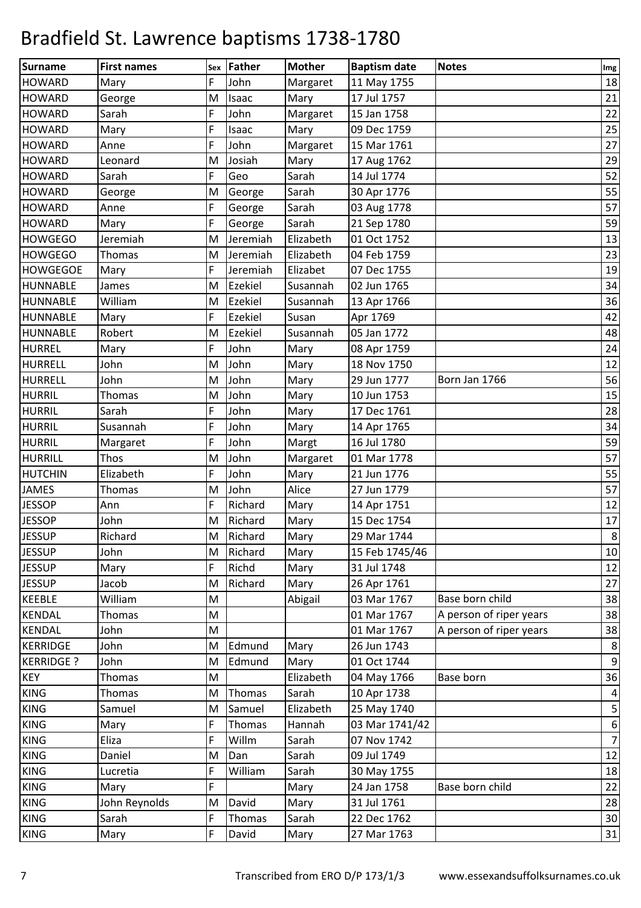# Bradfield St. Lawrence baptisms 1738-1780

| Surname | First names | Sex | Father | Mother | Baptism date | Notes | Img |
|---|---|---|---|---|---|---|---|
| HOWARD | Mary | F | John | Margaret | 11 May 1755 | | 18 |
| HOWARD | George | M | Isaac | Mary | 17 Jul 1757 | | 21 |
| HOWARD | Sarah | F | John | Margaret | 15 Jan 1758 | | 22 |
| HOWARD | Mary | F | Isaac | Mary | 09 Dec 1759 | | 25 |
| HOWARD | Anne | F | John | Margaret | 15 Mar 1761 | | 27 |
| HOWARD | Leonard | M | Josiah | Mary | 17 Aug 1762 | | 29 |
| HOWARD | Sarah | F | Geo | Sarah | 14 Jul 1774 | | 52 |
| HOWARD | George | M | George | Sarah | 30 Apr 1776 | | 55 |
| HOWARD | Anne | F | George | Sarah | 03 Aug 1778 | | 57 |
| HOWARD | Mary | F | George | Sarah | 21 Sep 1780 | | 59 |
| HOWGEGO | Jeremiah | M | Jeremiah | Elizabeth | 01 Oct 1752 | | 13 |
| HOWGEGO | Thomas | M | Jeremiah | Elizabeth | 04 Feb 1759 | | 23 |
| HOWGEGOE | Mary | F | Jeremiah | Elizabet | 07 Dec 1755 | | 19 |
| HUNNABLE | James | M | Ezekiel | Susannah | 02 Jun 1765 | | 34 |
| HUNNABLE | William | M | Ezekiel | Susannah | 13 Apr 1766 | | 36 |
| HUNNABLE | Mary | F | Ezekiel | Susan | Apr 1769 | | 42 |
| HUNNABLE | Robert | M | Ezekiel | Susannah | 05 Jan 1772 | | 48 |
| HURREL | Mary | F | John | Mary | 08 Apr 1759 | | 24 |
| HURRELL | John | M | John | Mary | 18 Nov 1750 | | 12 |
| HURRELL | John | M | John | Mary | 29 Jun 1777 | Born Jan 1766 | 56 |
| HURRIL | Thomas | M | John | Mary | 10 Jun 1753 | | 15 |
| HURRIL | Sarah | F | John | Mary | 17 Dec 1761 | | 28 |
| HURRIL | Susannah | F | John | Mary | 14 Apr 1765 | | 34 |
| HURRIL | Margaret | F | John | Margt | 16 Jul 1780 | | 59 |
| HURRILL | Thos | M | John | Margaret | 01 Mar 1778 | | 57 |
| HUTCHIN | Elizabeth | F | John | Mary | 21 Jun 1776 | | 55 |
| JAMES | Thomas | M | John | Alice | 27 Jun 1779 | | 57 |
| JESSOP | Ann | F | Richard | Mary | 14 Apr 1751 | | 12 |
| JESSOP | John | M | Richard | Mary | 15 Dec 1754 | | 17 |
| JESSUP | Richard | M | Richard | Mary | 29 Mar 1744 | | 8 |
| JESSUP | John | M | Richard | Mary | 15 Feb 1745/46 | | 10 |
| JESSUP | Mary | F | Richd | Mary | 31 Jul 1748 | | 12 |
| JESSUP | Jacob | M | Richard | Mary | 26 Apr 1761 | | 27 |
| KEEBLE | William | M | | Abigail | 03 Mar 1767 | Base born child | 38 |
| KENDAL | Thomas | M | | | 01 Mar 1767 | A person of riper years | 38 |
| KENDAL | John | M | | | 01 Mar 1767 | A person of riper years | 38 |
| KERRIDGE | John | M | Edmund | Mary | 26 Jun 1743 | | 8 |
| KERRIDGE ? | John | M | Edmund | Mary | 01 Oct 1744 | | 9 |
| KEY | Thomas | M | | Elizabeth | 04 May 1766 | Base born | 36 |
| KING | Thomas | M | Thomas | Sarah | 10 Apr 1738 | | 4 |
| KING | Samuel | M | Samuel | Elizabeth | 25 May 1740 | | 5 |
| KING | Mary | F | Thomas | Hannah | 03 Mar 1741/42 | | 6 |
| KING | Eliza | F | Willm | Sarah | 07 Nov 1742 | | 7 |
| KING | Daniel | M | Dan | Sarah | 09 Jul 1749 | | 12 |
| KING | Lucretia | F | William | Sarah | 30 May 1755 | | 18 |
| KING | Mary | F | | Mary | 24 Jan 1758 | Base born child | 22 |
| KING | John Reynolds | M | David | Mary | 31 Jul 1761 | | 28 |
| KING | Sarah | F | Thomas | Sarah | 22 Dec 1762 | | 30 |
| KING | Mary | F | David | Mary | 27 Mar 1763 | | 31 |

Transcribed from ERO D/P 173/1/3 www.essexandsuffolksurnames.co.uk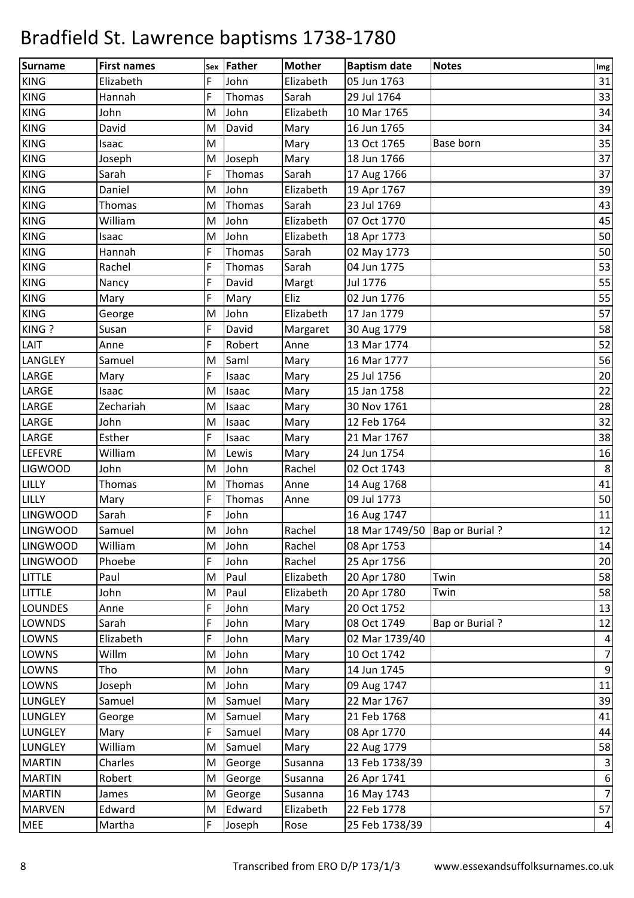# Bradfield St. Lawrence baptisms 1738-1780

| Surname | First names | Sex | Father | Mother | Baptism date | Notes | Img |
|---|---|---|---|---|---|---|---|
| KING | Elizabeth | F | John | Elizabeth | 05 Jun 1763 | | 31 |
| KING | Hannah | F | Thomas | Sarah | 29 Jul 1764 | | 33 |
| KING | John | M | John | Elizabeth | 10 Mar 1765 | | 34 |
| KING | David | M | David | Mary | 16 Jun 1765 | | 34 |
| KING | Isaac | M | | Mary | 13 Oct 1765 | Base born | 35 |
| KING | Joseph | M | Joseph | Mary | 18 Jun 1766 | | 37 |
| KING | Sarah | F | Thomas | Sarah | 17 Aug 1766 | | 37 |
| KING | Daniel | M | John | Elizabeth | 19 Apr 1767 | | 39 |
| KING | Thomas | M | Thomas | Sarah | 23 Jul 1769 | | 43 |
| KING | William | M | John | Elizabeth | 07 Oct 1770 | | 45 |
| KING | Isaac | M | John | Elizabeth | 18 Apr 1773 | | 50 |
| KING | Hannah | F | Thomas | Sarah | 02 May 1773 | | 50 |
| KING | Rachel | F | Thomas | Sarah | 04 Jun 1775 | | 53 |
| KING | Nancy | F | David | Margt | Jul 1776 | | 55 |
| KING | Mary | F | Mary | Eliz | 02 Jun 1776 | | 55 |
| KING | George | M | John | Elizabeth | 17 Jan 1779 | | 57 |
| KING ? | Susan | F | David | Margaret | 30 Aug 1779 | | 58 |
| LAIT | Anne | F | Robert | Anne | 13 Mar 1774 | | 52 |
| LANGLEY | Samuel | M | Saml | Mary | 16 Mar 1777 | | 56 |
| LARGE | Mary | F | Isaac | Mary | 25 Jul 1756 | | 20 |
| LARGE | Isaac | M | Isaac | Mary | 15 Jan 1758 | | 22 |
| LARGE | Zechariah | M | Isaac | Mary | 30 Nov 1761 | | 28 |
| LARGE | John | M | Isaac | Mary | 12 Feb 1764 | | 32 |
| LARGE | Esther | F | Isaac | Mary | 21 Mar 1767 | | 38 |
| LEFEVRE | William | M | Lewis | Mary | 24 Jun 1754 | | 16 |
| LIGWOOD | John | M | John | Rachel | 02 Oct 1743 | | 8 |
| LILLY | Thomas | M | Thomas | Anne | 14 Aug 1768 | | 41 |
| LILLY | Mary | F | Thomas | Anne | 09 Jul 1773 | | 50 |
| LINGWOOD | Sarah | F | John | | 16 Aug 1747 | | 11 |
| LINGWOOD | Samuel | M | John | Rachel | 18 Mar 1749/50 | Bap or Burial ? | 12 |
| LINGWOOD | William | M | John | Rachel | 08 Apr 1753 | | 14 |
| LINGWOOD | Phoebe | F | John | Rachel | 25 Apr 1756 | | 20 |
| LITTLE | Paul | M | Paul | Elizabeth | 20 Apr 1780 | Twin | 58 |
| LITTLE | John | M | Paul | Elizabeth | 20 Apr 1780 | Twin | 58 |
| LOUNDES | Anne | F | John | Mary | 20 Oct 1752 | | 13 |
| LOWNDS | Sarah | F | John | Mary | 08 Oct 1749 | Bap or Burial ? | 12 |
| LOWNS | Elizabeth | F | John | Mary | 02 Mar 1739/40 | | 4 |
| LOWNS | Willm | M | John | Mary | 10 Oct 1742 | | 7 |
| LOWNS | Tho | M | John | Mary | 14 Jun 1745 | | 9 |
| LOWNS | Joseph | M | John | Mary | 09 Aug 1747 | | 11 |
| LUNGLEY | Samuel | M | Samuel | Mary | 22 Mar 1767 | | 39 |
| LUNGLEY | George | M | Samuel | Mary | 21 Feb 1768 | | 41 |
| LUNGLEY | Mary | F | Samuel | Mary | 08 Apr 1770 | | 44 |
| LUNGLEY | William | M | Samuel | Mary | 22 Aug 1779 | | 58 |
| MARTIN | Charles | M | George | Susanna | 13 Feb 1738/39 | | 3 |
| MARTIN | Robert | M | George | Susanna | 26 Apr 1741 | | 6 |
| MARTIN | James | M | George | Susanna | 16 May 1743 | | 7 |
| MARVEN | Edward | M | Edward | Elizabeth | 22 Feb 1778 | | 57 |
| MEE | Martha | F | Joseph | Rose | 25 Feb 1738/39 | | 4 |

Transcribed from ERO D/P 173/1/3 www.essexandsuffolksurnames.co.uk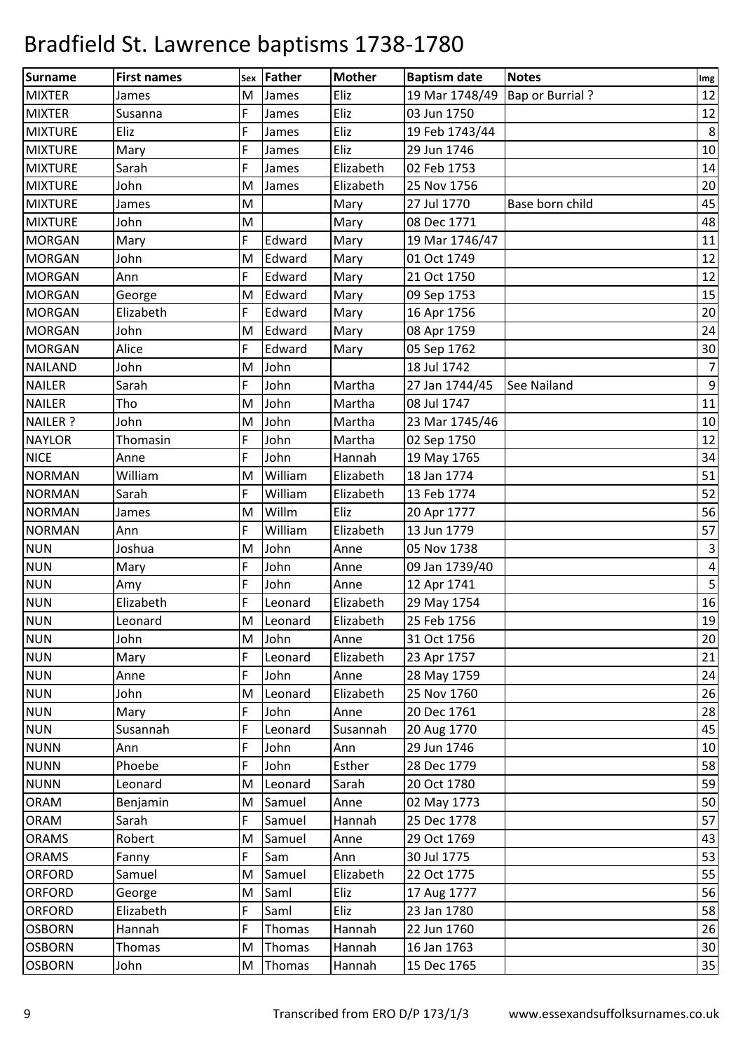# Bradfield St. Lawrence baptisms 1738-1780

| Surname | First names | Sex | Father | Mother | Baptism date | Notes | Img |
|---|---|---|---|---|---|---|---|
| MIXTER | James | M | James | Eliz | 19 Mar 1748/49 | Bap or Burrial ? | 12 |
| MIXTER | Susanna | F | James | Eliz | 03 Jun 1750 | | 12 |
| MIXTURE | Eliz | F | James | Eliz | 19 Feb 1743/44 | | 8 |
| MIXTURE | Mary | F | James | Eliz | 29 Jun 1746 | | 10 |
| MIXTURE | Sarah | F | James | Elizabeth | 02 Feb 1753 | | 14 |
| MIXTURE | John | M | James | Elizabeth | 25 Nov 1756 | | 20 |
| MIXTURE | James | M | | Mary | 27 Jul 1770 | Base born child | 45 |
| MIXTURE | John | M | | Mary | 08 Dec 1771 | | 48 |
| MORGAN | Mary | F | Edward | Mary | 19 Mar 1746/47 | | 11 |
| MORGAN | John | M | Edward | Mary | 01 Oct 1749 | | 12 |
| MORGAN | Ann | F | Edward | Mary | 21 Oct 1750 | | 12 |
| MORGAN | George | M | Edward | Mary | 09 Sep 1753 | | 15 |
| MORGAN | Elizabeth | F | Edward | Mary | 16 Apr 1756 | | 20 |
| MORGAN | John | M | Edward | Mary | 08 Apr 1759 | | 24 |
| MORGAN | Alice | F | Edward | Mary | 05 Sep 1762 | | 30 |
| NAILAND | John | M | John | | 18 Jul 1742 | | 7 |
| NAILER | Sarah | F | John | Martha | 27 Jan 1744/45 | See Nailand | 9 |
| NAILER | Tho | M | John | Martha | 08 Jul 1747 | | 11 |
| NAILER ? | John | M | John | Martha | 23 Mar 1745/46 | | 10 |
| NAYLOR | Thomasin | F | John | Martha | 02 Sep 1750 | | 12 |
| NICE | Anne | F | John | Hannah | 19 May 1765 | | 34 |
| NORMAN | William | M | William | Elizabeth | 18 Jan 1774 | | 51 |
| NORMAN | Sarah | F | William | Elizabeth | 13 Feb 1774 | | 52 |
| NORMAN | James | M | Willm | Eliz | 20 Apr 1777 | | 56 |
| NORMAN | Ann | F | William | Elizabeth | 13 Jun 1779 | | 57 |
| NUN | Joshua | M | John | Anne | 05 Nov 1738 | | 3 |
| NUN | Mary | F | John | Anne | 09 Jan 1739/40 | | 4 |
| NUN | Amy | F | John | Anne | 12 Apr 1741 | | 5 |
| NUN | Elizabeth | F | Leonard | Elizabeth | 29 May 1754 | | 16 |
| NUN | Leonard | M | Leonard | Elizabeth | 25 Feb 1756 | | 19 |
| NUN | John | M | John | Anne | 31 Oct 1756 | | 20 |
| NUN | Mary | F | Leonard | Elizabeth | 23 Apr 1757 | | 21 |
| NUN | Anne | F | John | Anne | 28 May 1759 | | 24 |
| NUN | John | M | Leonard | Elizabeth | 25 Nov 1760 | | 26 |
| NUN | Mary | F | John | Anne | 20 Dec 1761 | | 28 |
| NUN | Susannah | F | Leonard | Susannah | 20 Aug 1770 | | 45 |
| NUNN | Ann | F | John | Ann | 29 Jun 1746 | | 10 |
| NUNN | Phoebe | F | John | Esther | 28 Dec 1779 | | 58 |
| NUNN | Leonard | M | Leonard | Sarah | 20 Oct 1780 | | 59 |
| ORAM | Benjamin | M | Samuel | Anne | 02 May 1773 | | 50 |
| ORAM | Sarah | F | Samuel | Hannah | 25 Dec 1778 | | 57 |
| ORAMS | Robert | M | Samuel | Anne | 29 Oct 1769 | | 43 |
| ORAMS | Fanny | F | Sam | Ann | 30 Jul 1775 | | 53 |
| ORFORD | Samuel | M | Samuel | Elizabeth | 22 Oct 1775 | | 55 |
| ORFORD | George | M | Saml | Eliz | 17 Aug 1777 | | 56 |
| ORFORD | Elizabeth | F | Saml | Eliz | 23 Jan 1780 | | 58 |
| OSBORN | Hannah | F | Thomas | Hannah | 22 Jun 1760 | | 26 |
| OSBORN | Thomas | M | Thomas | Hannah | 16 Jan 1763 | | 30 |
| OSBORN | John | M | Thomas | Hannah | 15 Dec 1765 | | 35 |

Transcribed from ERO D/P 173/1/3 www.essexandsuffolksurnames.co.uk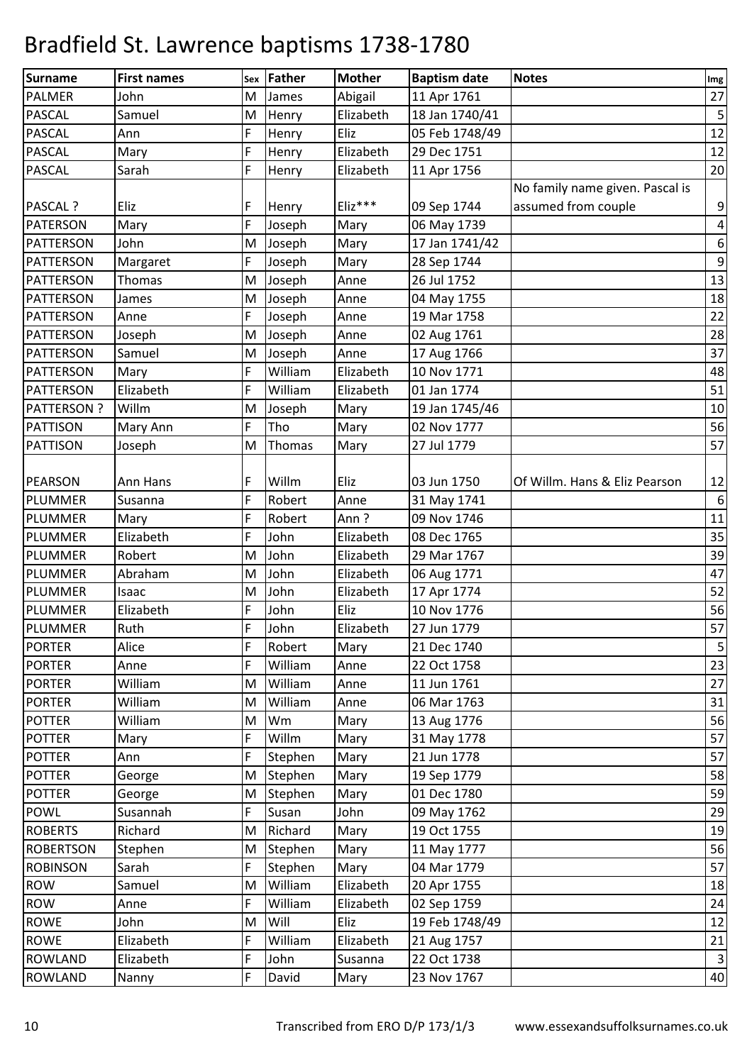# Bradfield St. Lawrence baptisms 1738-1780

| Surname | First names | Sex | Father | Mother | Baptism date | Notes | Img |
|---|---|---|---|---|---|---|---|
| PALMER | John | M | James | Abigail | 11 Apr 1761 | | 27 |
| PASCAL | Samuel | M | Henry | Elizabeth | 18 Jan 1740/41 | | 5 |
| PASCAL | Ann | F | Henry | Eliz | 05 Feb 1748/49 | | 12 |
| PASCAL | Mary | F | Henry | Elizabeth | 29 Dec 1751 | | 12 |
| PASCAL | Sarah | F | Henry | Elizabeth | 11 Apr 1756 | | 20 |
| PASCAL ? | Eliz | F | Henry | Eliz*** | 09 Sep 1744 | No family name given. Pascal is assumed from couple | 9 |
| PATERSON | Mary | F | Joseph | Mary | 06 May 1739 | | 4 |
| PATTERSON | John | M | Joseph | Mary | 17 Jan 1741/42 | | 6 |
| PATTERSON | Margaret | F | Joseph | Mary | 28 Sep 1744 | | 9 |
| PATTERSON | Thomas | M | Joseph | Anne | 26 Jul 1752 | | 13 |
| PATTERSON | James | M | Joseph | Anne | 04 May 1755 | | 18 |
| PATTERSON | Anne | F | Joseph | Anne | 19 Mar 1758 | | 22 |
| PATTERSON | Joseph | M | Joseph | Anne | 02 Aug 1761 | | 28 |
| PATTERSON | Samuel | M | Joseph | Anne | 17 Aug 1766 | | 37 |
| PATTERSON | Mary | F | William | Elizabeth | 10 Nov 1771 | | 48 |
| PATTERSON | Elizabeth | F | William | Elizabeth | 01 Jan 1774 | | 51 |
| PATTERSON ? | Willm | M | Joseph | Mary | 19 Jan 1745/46 | | 10 |
| PATTISON | Mary Ann | F | Tho | Mary | 02 Nov 1777 | | 56 |
| PATTISON | Joseph | M | Thomas | Mary | 27 Jul 1779 | | 57 |
| PEARSON | Ann Hans | F | Willm | Eliz | 03 Jun 1750 | Of Willm. Hans & Eliz Pearson | 12 |
| PLUMMER | Susanna | F | Robert | Anne | 31 May 1741 | | 6 |
| PLUMMER | Mary | F | Robert | Ann ? | 09 Nov 1746 | | 11 |
| PLUMMER | Elizabeth | F | John | Elizabeth | 08 Dec 1765 | | 35 |
| PLUMMER | Robert | M | John | Elizabeth | 29 Mar 1767 | | 39 |
| PLUMMER | Abraham | M | John | Elizabeth | 06 Aug 1771 | | 47 |
| PLUMMER | Isaac | M | John | Elizabeth | 17 Apr 1774 | | 52 |
| PLUMMER | Elizabeth | F | John | Eliz | 10 Nov 1776 | | 56 |
| PLUMMER | Ruth | F | John | Elizabeth | 27 Jun 1779 | | 57 |
| PORTER | Alice | F | Robert | Mary | 21 Dec 1740 | | 5 |
| PORTER | Anne | F | William | Anne | 22 Oct 1758 | | 23 |
| PORTER | William | M | William | Anne | 11 Jun 1761 | | 27 |
| PORTER | William | M | William | Anne | 06 Mar 1763 | | 31 |
| POTTER | William | M | Wm | Mary | 13 Aug 1776 | | 56 |
| POTTER | Mary | F | Willm | Mary | 31 May 1778 | | 57 |
| POTTER | Ann | F | Stephen | Mary | 21 Jun 1778 | | 57 |
| POTTER | George | M | Stephen | Mary | 19 Sep 1779 | | 58 |
| POTTER | George | M | Stephen | Mary | 01 Dec 1780 | | 59 |
| POWL | Susannah | F | Susan | John | 09 May 1762 | | 29 |
| ROBERTS | Richard | M | Richard | Mary | 19 Oct 1755 | | 19 |
| ROBERTSON | Stephen | M | Stephen | Mary | 11 May 1777 | | 56 |
| ROBINSON | Sarah | F | Stephen | Mary | 04 Mar 1779 | | 57 |
| ROW | Samuel | M | William | Elizabeth | 20 Apr 1755 | | 18 |
| ROW | Anne | F | William | Elizabeth | 02 Sep 1759 | | 24 |
| ROWE | John | M | Will | Eliz | 19 Feb 1748/49 | | 12 |
| ROWE | Elizabeth | F | William | Elizabeth | 21 Aug 1757 | | 21 |
| ROWLAND | Elizabeth | F | John | Susanna | 22 Oct 1738 | | 3 |
| ROWLAND | Nanny | F | David | Mary | 23 Nov 1767 | | 40 |

Transcribed from ERO D/P 173/1/3 www.essexandsuffolksurnames.co.uk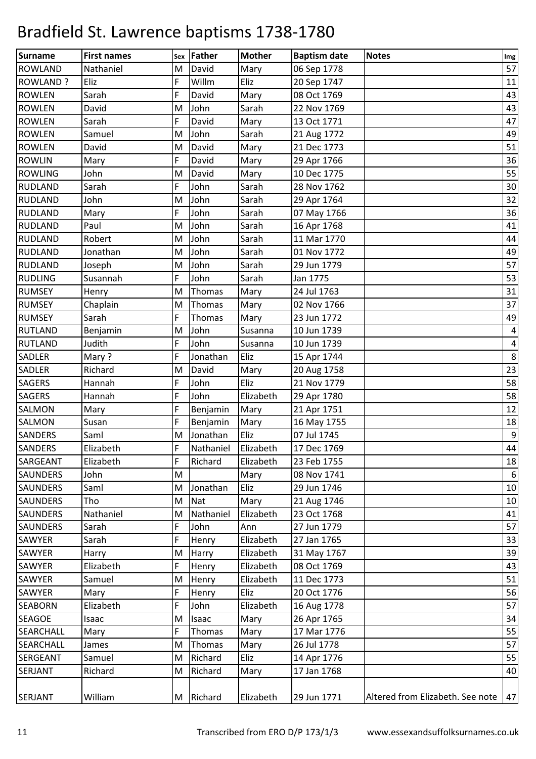# Bradfield St. Lawrence baptisms 1738-1780

| Surname | First names | Sex | Father | Mother | Baptism date | Notes | Img |
|---|---|---|---|---|---|---|---|
| ROWLAND | Nathaniel | M | David | Mary | 06 Sep 1778 | | 57 |
| ROWLAND ? | Eliz | F | Willm | Eliz | 20 Sep 1747 | | 11 |
| ROWLEN | Sarah | F | David | Mary | 08 Oct 1769 | | 43 |
| ROWLEN | David | M | John | Sarah | 22 Nov 1769 | | 43 |
| ROWLEN | Sarah | F | David | Mary | 13 Oct 1771 | | 47 |
| ROWLEN | Samuel | M | John | Sarah | 21 Aug 1772 | | 49 |
| ROWLEN | David | M | David | Mary | 21 Dec 1773 | | 51 |
| ROWLIN | Mary | F | David | Mary | 29 Apr 1766 | | 36 |
| ROWLING | John | M | David | Mary | 10 Dec 1775 | | 55 |
| RUDLAND | Sarah | F | John | Sarah | 28 Nov 1762 | | 30 |
| RUDLAND | John | M | John | Sarah | 29 Apr 1764 | | 32 |
| RUDLAND | Mary | F | John | Sarah | 07 May 1766 | | 36 |
| RUDLAND | Paul | M | John | Sarah | 16 Apr 1768 | | 41 |
| RUDLAND | Robert | M | John | Sarah | 11 Mar 1770 | | 44 |
| RUDLAND | Jonathan | M | John | Sarah | 01 Nov 1772 | | 49 |
| RUDLAND | Joseph | M | John | Sarah | 29 Jun 1779 | | 57 |
| RUDLING | Susannah | F | John | Sarah | Jan 1775 | | 53 |
| RUMSEY | Henry | M | Thomas | Mary | 24 Jul 1763 | | 31 |
| RUMSEY | Chaplain | M | Thomas | Mary | 02 Nov 1766 | | 37 |
| RUMSEY | Sarah | F | Thomas | Mary | 23 Jun 1772 | | 49 |
| RUTLAND | Benjamin | M | John | Susanna | 10 Jun 1739 | | 4 |
| RUTLAND | Judith | F | John | Susanna | 10 Jun 1739 | | 4 |
| SADLER | Mary ? | F | Jonathan | Eliz | 15 Apr 1744 | | 8 |
| SADLER | Richard | M | David | Mary | 20 Aug 1758 | | 23 |
| SAGERS | Hannah | F | John | Eliz | 21 Nov 1779 | | 58 |
| SAGERS | Hannah | F | John | Elizabeth | 29 Apr 1780 | | 58 |
| SALMON | Mary | F | Benjamin | Mary | 21 Apr 1751 | | 12 |
| SALMON | Susan | F | Benjamin | Mary | 16 May 1755 | | 18 |
| SANDERS | Saml | M | Jonathan | Eliz | 07 Jul 1745 | | 9 |
| SANDERS | Elizabeth | F | Nathaniel | Elizabeth | 17 Dec 1769 | | 44 |
| SARGEANT | Elizabeth | F | Richard | Elizabeth | 23 Feb 1755 | | 18 |
| SAUNDERS | John | M | | Mary | 08 Nov 1741 | | 6 |
| SAUNDERS | Saml | M | Jonathan | Eliz | 29 Jun 1746 | | 10 |
| SAUNDERS | Tho | M | Nat | Mary | 21 Aug 1746 | | 10 |
| SAUNDERS | Nathaniel | M | Nathaniel | Elizabeth | 23 Oct 1768 | | 41 |
| SAUNDERS | Sarah | F | John | Ann | 27 Jun 1779 | | 57 |
| SAWYER | Sarah | F | Henry | Elizabeth | 27 Jan 1765 | | 33 |
| SAWYER | Harry | M | Harry | Elizabeth | 31 May 1767 | | 39 |
| SAWYER | Elizabeth | F | Henry | Elizabeth | 08 Oct 1769 | | 43 |
| SAWYER | Samuel | M | Henry | Elizabeth | 11 Dec 1773 | | 51 |
| SAWYER | Mary | F | Henry | Eliz | 20 Oct 1776 | | 56 |
| SEABORN | Elizabeth | F | John | Elizabeth | 16 Aug 1778 | | 57 |
| SEAGOE | Isaac | M | Isaac | Mary | 26 Apr 1765 | | 34 |
| SEARCHALL | Mary | F | Thomas | Mary | 17 Mar 1776 | | 55 |
| SEARCHALL | James | M | Thomas | Mary | 26 Jul 1778 | | 57 |
| SERGEANT | Samuel | M | Richard | Eliz | 14 Apr 1776 | | 55 |
| SERJANT | Richard | M | Richard | Mary | 17 Jan 1768 | | 40 |
| SERJANT | William | M | Richard | Elizabeth | 29 Jun 1771 | Altered from Elizabeth. See note | 47 |

Transcribed from ERO D/P 173/1/3 www.essexandsuffolksurnames.co.uk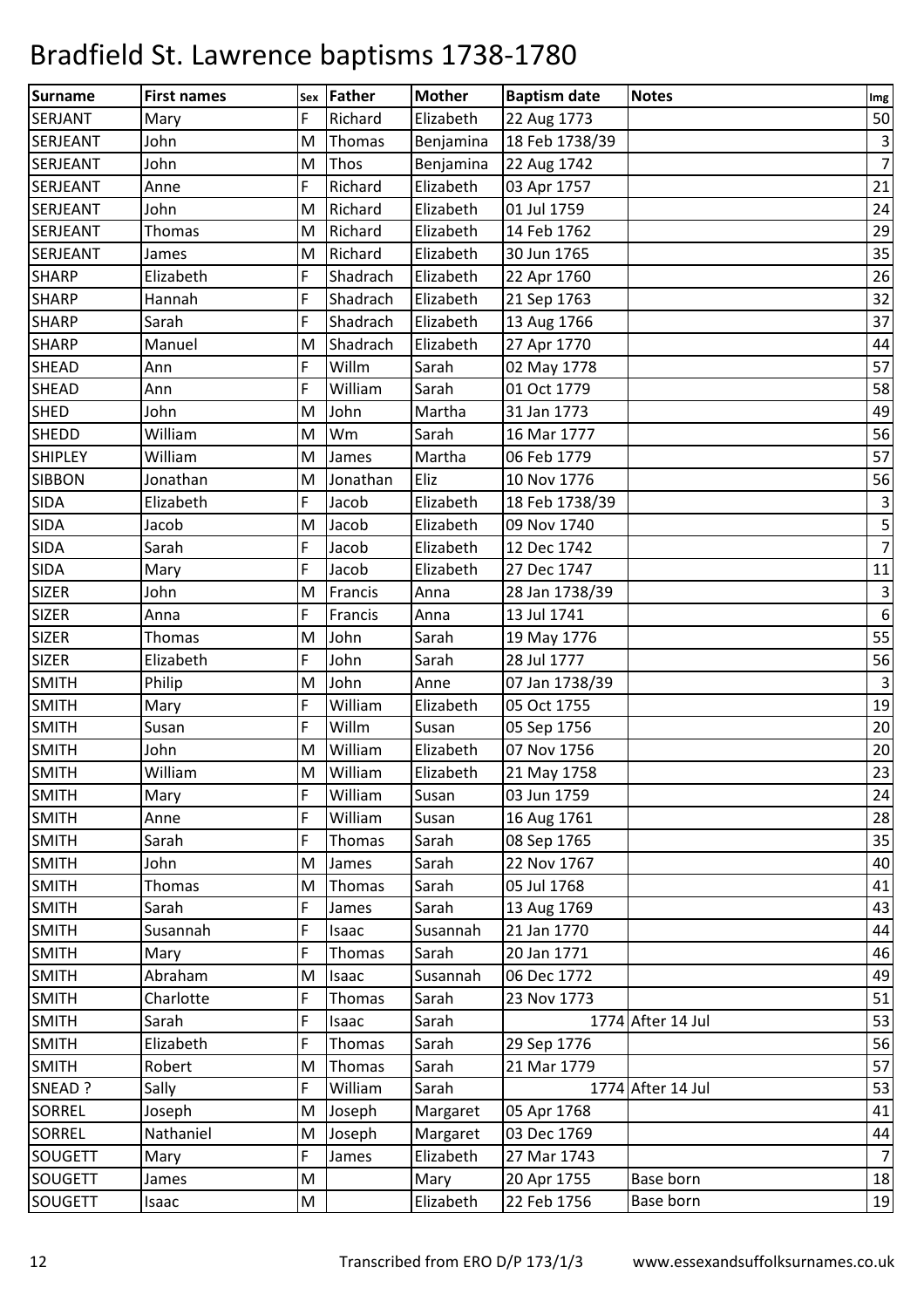# Bradfield St. Lawrence baptisms 1738-1780

| Surname | First names | Sex | Father | Mother | Baptism date | Notes | Img |
|---|---|---|---|---|---|---|---|
| SERJANT | Mary | F | Richard | Elizabeth | 22 Aug 1773 | | 50 |
| SERJEANT | John | M | Thomas | Benjamina | 18 Feb 1738/39 | | 3 |
| SERJEANT | John | M | Thos | Benjamina | 22 Aug 1742 | | 7 |
| SERJEANT | Anne | F | Richard | Elizabeth | 03 Apr 1757 | | 21 |
| SERJEANT | John | M | Richard | Elizabeth | 01 Jul 1759 | | 24 |
| SERJEANT | Thomas | M | Richard | Elizabeth | 14 Feb 1762 | | 29 |
| SERJEANT | James | M | Richard | Elizabeth | 30 Jun 1765 | | 35 |
| SHARP | Elizabeth | F | Shadrach | Elizabeth | 22 Apr 1760 | | 26 |
| SHARP | Hannah | F | Shadrach | Elizabeth | 21 Sep 1763 | | 32 |
| SHARP | Sarah | F | Shadrach | Elizabeth | 13 Aug 1766 | | 37 |
| SHARP | Manuel | M | Shadrach | Elizabeth | 27 Apr 1770 | | 44 |
| SHEAD | Ann | F | Willm | Sarah | 02 May 1778 | | 57 |
| SHEAD | Ann | F | William | Sarah | 01 Oct 1779 | | 58 |
| SHED | John | M | John | Martha | 31 Jan 1773 | | 49 |
| SHEDD | William | M | Wm | Sarah | 16 Mar 1777 | | 56 |
| SHIPLEY | William | M | James | Martha | 06 Feb 1779 | | 57 |
| SIBBON | Jonathan | M | Jonathan | Eliz | 10 Nov 1776 | | 56 |
| SIDA | Elizabeth | F | Jacob | Elizabeth | 18 Feb 1738/39 | | 3 |
| SIDA | Jacob | M | Jacob | Elizabeth | 09 Nov 1740 | | 5 |
| SIDA | Sarah | F | Jacob | Elizabeth | 12 Dec 1742 | | 7 |
| SIDA | Mary | F | Jacob | Elizabeth | 27 Dec 1747 | | 11 |
| SIZER | John | M | Francis | Anna | 28 Jan 1738/39 | | 3 |
| SIZER | Anna | F | Francis | Anna | 13 Jul 1741 | | 6 |
| SIZER | Thomas | M | John | Sarah | 19 May 1776 | | 55 |
| SIZER | Elizabeth | F | John | Sarah | 28 Jul 1777 | | 56 |
| SMITH | Philip | M | John | Anne | 07 Jan 1738/39 | | 3 |
| SMITH | Mary | F | William | Elizabeth | 05 Oct 1755 | | 19 |
| SMITH | Susan | F | Willm | Susan | 05 Sep 1756 | | 20 |
| SMITH | John | M | William | Elizabeth | 07 Nov 1756 | | 20 |
| SMITH | William | M | William | Elizabeth | 21 May 1758 | | 23 |
| SMITH | Mary | F | William | Susan | 03 Jun 1759 | | 24 |
| SMITH | Anne | F | William | Susan | 16 Aug 1761 | | 28 |
| SMITH | Sarah | F | Thomas | Sarah | 08 Sep 1765 | | 35 |
| SMITH | John | M | James | Sarah | 22 Nov 1767 | | 40 |
| SMITH | Thomas | M | Thomas | Sarah | 05 Jul 1768 | | 41 |
| SMITH | Sarah | F | James | Sarah | 13 Aug 1769 | | 43 |
| SMITH | Susannah | F | Isaac | Susannah | 21 Jan 1770 | | 44 |
| SMITH | Mary | F | Thomas | Sarah | 20 Jan 1771 | | 46 |
| SMITH | Abraham | M | Isaac | Susannah | 06 Dec 1772 | | 49 |
| SMITH | Charlotte | F | Thomas | Sarah | 23 Nov 1773 | | 51 |
| SMITH | Sarah | F | Isaac | Sarah | 1774 | After 14 Jul | 53 |
| SMITH | Elizabeth | F | Thomas | Sarah | 29 Sep 1776 | | 56 |
| SMITH | Robert | M | Thomas | Sarah | 21 Mar 1779 | | 57 |
| SNEAD ? | Sally | F | William | Sarah | 1774 | After 14 Jul | 53 |
| SORREL | Joseph | M | Joseph | Margaret | 05 Apr 1768 | | 41 |
| SORREL | Nathaniel | M | Joseph | Margaret | 03 Dec 1769 | | 44 |
| SOUGETT | Mary | F | James | Elizabeth | 27 Mar 1743 | | 7 |
| SOUGETT | James | M | | Mary | 20 Apr 1755 | Base born | 18 |
| SOUGETT | Isaac | M | | Elizabeth | 22 Feb 1756 | Base born | 19 |

Transcribed from ERO D/P 173/1/3 www.essexandsuffolksurnames.co.uk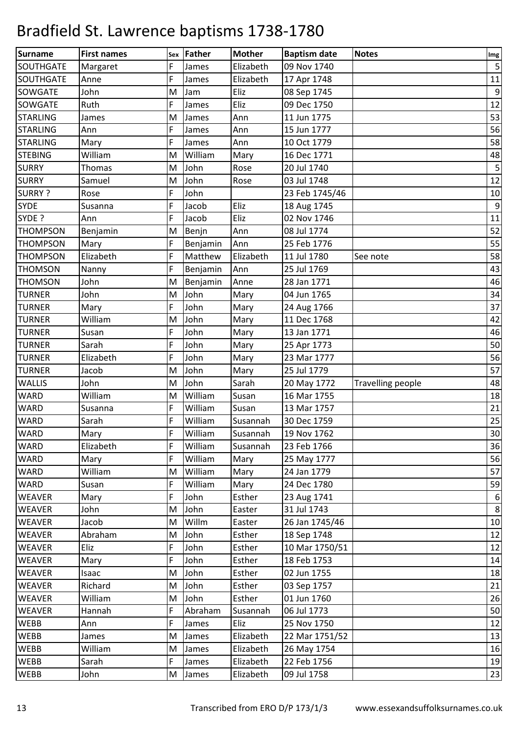# Bradfield St. Lawrence baptisms 1738-1780

| Surname | First names | Sex | Father | Mother | Baptism date | Notes | Img |
|---|---|---|---|---|---|---|---|
| SOUTHGATE | Margaret | F | James | Elizabeth | 09 Nov 1740 | | 5 |
| SOUTHGATE | Anne | F | James | Elizabeth | 17 Apr 1748 | | 11 |
| SOWGATE | John | M | Jam | Eliz | 08 Sep 1745 | | 9 |
| SOWGATE | Ruth | F | James | Eliz | 09 Dec 1750 | | 12 |
| STARLING | James | M | James | Ann | 11 Jun 1775 | | 53 |
| STARLING | Ann | F | James | Ann | 15 Jun 1777 | | 56 |
| STARLING | Mary | F | James | Ann | 10 Oct 1779 | | 58 |
| STEBING | William | M | William | Mary | 16 Dec 1771 | | 48 |
| SURRY | Thomas | M | John | Rose | 20 Jul 1740 | | 5 |
| SURRY | Samuel | M | John | Rose | 03 Jul 1748 | | 12 |
| SURRY ? | Rose | F | John | | 23 Feb 1745/46 | | 10 |
| SYDE | Susanna | F | Jacob | Eliz | 18 Aug 1745 | | 9 |
| SYDE ? | Ann | F | Jacob | Eliz | 02 Nov 1746 | | 11 |
| THOMPSON | Benjamin | M | Benjn | Ann | 08 Jul 1774 | | 52 |
| THOMPSON | Mary | F | Benjamin | Ann | 25 Feb 1776 | | 55 |
| THOMPSON | Elizabeth | F | Matthew | Elizabeth | 11 Jul 1780 | See note | 58 |
| THOMSON | Nanny | F | Benjamin | Ann | 25 Jul 1769 | | 43 |
| THOMSON | John | M | Benjamin | Anne | 28 Jan 1771 | | 46 |
| TURNER | John | M | John | Mary | 04 Jun 1765 | | 34 |
| TURNER | Mary | F | John | Mary | 24 Aug 1766 | | 37 |
| TURNER | William | M | John | Mary | 11 Dec 1768 | | 42 |
| TURNER | Susan | F | John | Mary | 13 Jan 1771 | | 46 |
| TURNER | Sarah | F | John | Mary | 25 Apr 1773 | | 50 |
| TURNER | Elizabeth | F | John | Mary | 23 Mar 1777 | | 56 |
| TURNER | Jacob | M | John | Mary | 25 Jul 1779 | | 57 |
| WALLIS | John | M | John | Sarah | 20 May 1772 | Travelling people | 48 |
| WARD | William | M | William | Susan | 16 Mar 1755 | | 18 |
| WARD | Susanna | F | William | Susan | 13 Mar 1757 | | 21 |
| WARD | Sarah | F | William | Susannah | 30 Dec 1759 | | 25 |
| WARD | Mary | F | William | Susannah | 19 Nov 1762 | | 30 |
| WARD | Elizabeth | F | William | Susannah | 23 Feb 1766 | | 36 |
| WARD | Mary | F | William | Mary | 25 May 1777 | | 56 |
| WARD | William | M | William | Mary | 24 Jan 1779 | | 57 |
| WARD | Susan | F | William | Mary | 24 Dec 1780 | | 59 |
| WEAVER | Mary | F | John | Esther | 23 Aug 1741 | | 6 |
| WEAVER | John | M | John | Easter | 31 Jul 1743 | | 8 |
| WEAVER | Jacob | M | Willm | Easter | 26 Jan 1745/46 | | 10 |
| WEAVER | Abraham | M | John | Esther | 18 Sep 1748 | | 12 |
| WEAVER | Eliz | F | John | Esther | 10 Mar 1750/51 | | 12 |
| WEAVER | Mary | F | John | Esther | 18 Feb 1753 | | 14 |
| WEAVER | Isaac | M | John | Esther | 02 Jun 1755 | | 18 |
| WEAVER | Richard | M | John | Esther | 03 Sep 1757 | | 21 |
| WEAVER | William | M | John | Esther | 01 Jun 1760 | | 26 |
| WEAVER | Hannah | F | Abraham | Susannah | 06 Jul 1773 | | 50 |
| WEBB | Ann | F | James | Eliz | 25 Nov 1750 | | 12 |
| WEBB | James | M | James | Elizabeth | 22 Mar 1751/52 | | 13 |
| WEBB | William | M | James | Elizabeth | 26 May 1754 | | 16 |
| WEBB | Sarah | F | James | Elizabeth | 22 Feb 1756 | | 19 |
| WEBB | John | M | James | Elizabeth | 09 Jul 1758 | | 23 |

Transcribed from ERO D/P 173/1/3 www.essexandsuffolksurnames.co.uk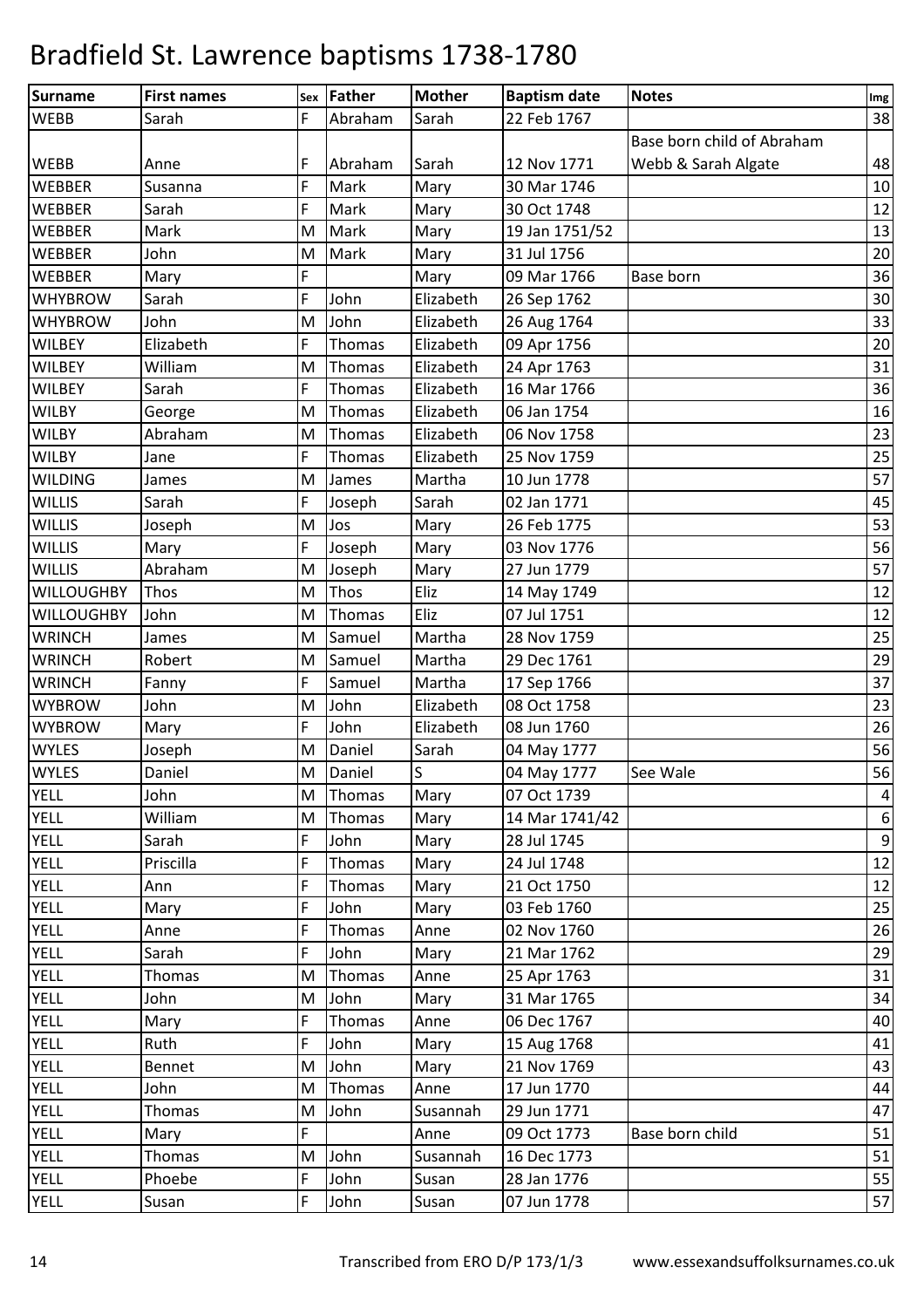# Bradfield St. Lawrence baptisms 1738-1780

| Surname | First names | Sex | Father | Mother | Baptism date | Notes | Img |
|---|---|---|---|---|---|---|---|
| WEBB | Sarah | F | Abraham | Sarah | 22 Feb 1767 | | 38 |
| WEBB | Anne | F | Abraham | Sarah | 12 Nov 1771 | Base born child of Abraham Webb & Sarah Algate | 48 |
| WEBBER | Susanna | F | Mark | Mary | 30 Mar 1746 | | 10 |
| WEBBER | Sarah | F | Mark | Mary | 30 Oct 1748 | | 12 |
| WEBBER | Mark | M | Mark | Mary | 19 Jan 1751/52 | | 13 |
| WEBBER | John | M | Mark | Mary | 31 Jul 1756 | | 20 |
| WEBBER | Mary | F | | Mary | 09 Mar 1766 | Base born | 36 |
| WHYBROW | Sarah | F | John | Elizabeth | 26 Sep 1762 | | 30 |
| WHYBROW | John | M | John | Elizabeth | 26 Aug 1764 | | 33 |
| WILBEY | Elizabeth | F | Thomas | Elizabeth | 09 Apr 1756 | | 20 |
| WILBEY | William | M | Thomas | Elizabeth | 24 Apr 1763 | | 31 |
| WILBEY | Sarah | F | Thomas | Elizabeth | 16 Mar 1766 | | 36 |
| WILBY | George | M | Thomas | Elizabeth | 06 Jan 1754 | | 16 |
| WILBY | Abraham | M | Thomas | Elizabeth | 06 Nov 1758 | | 23 |
| WILBY | Jane | F | Thomas | Elizabeth | 25 Nov 1759 | | 25 |
| WILDING | James | M | James | Martha | 10 Jun 1778 | | 57 |
| WILLIS | Sarah | F | Joseph | Sarah | 02 Jan 1771 | | 45 |
| WILLIS | Joseph | M | Jos | Mary | 26 Feb 1775 | | 53 |
| WILLIS | Mary | F | Joseph | Mary | 03 Nov 1776 | | 56 |
| WILLIS | Abraham | M | Joseph | Mary | 27 Jun 1779 | | 57 |
| WILLOUGHBY | Thos | M | Thos | Eliz | 14 May 1749 | | 12 |
| WILLOUGHBY | John | M | Thomas | Eliz | 07 Jul 1751 | | 12 |
| WRINCH | James | M | Samuel | Martha | 28 Nov 1759 | | 25 |
| WRINCH | Robert | M | Samuel | Martha | 29 Dec 1761 | | 29 |
| WRINCH | Fanny | F | Samuel | Martha | 17 Sep 1766 | | 37 |
| WYBROW | John | M | John | Elizabeth | 08 Oct 1758 | | 23 |
| WYBROW | Mary | F | John | Elizabeth | 08 Jun 1760 | | 26 |
| WYLES | Joseph | M | Daniel | Sarah | 04 May 1777 | | 56 |
| WYLES | Daniel | M | Daniel | S | 04 May 1777 | See Wale | 56 |
| YELL | John | M | Thomas | Mary | 07 Oct 1739 | | 4 |
| YELL | William | M | Thomas | Mary | 14 Mar 1741/42 | | 6 |
| YELL | Sarah | F | John | Mary | 28 Jul 1745 | | 9 |
| YELL | Priscilla | F | Thomas | Mary | 24 Jul 1748 | | 12 |
| YELL | Ann | F | Thomas | Mary | 21 Oct 1750 | | 12 |
| YELL | Mary | F | John | Mary | 03 Feb 1760 | | 25 |
| YELL | Anne | F | Thomas | Anne | 02 Nov 1760 | | 26 |
| YELL | Sarah | F | John | Mary | 21 Mar 1762 | | 29 |
| YELL | Thomas | M | Thomas | Anne | 25 Apr 1763 | | 31 |
| YELL | John | M | John | Mary | 31 Mar 1765 | | 34 |
| YELL | Mary | F | Thomas | Anne | 06 Dec 1767 | | 40 |
| YELL | Ruth | F | John | Mary | 15 Aug 1768 | | 41 |
| YELL | Bennet | M | John | Mary | 21 Nov 1769 | | 43 |
| YELL | John | M | Thomas | Anne | 17 Jun 1770 | | 44 |
| YELL | Thomas | M | John | Susannah | 29 Jun 1771 | | 47 |
| YELL | Mary | F | | Anne | 09 Oct 1773 | Base born child | 51 |
| YELL | Thomas | M | John | Susannah | 16 Dec 1773 | | 51 |
| YELL | Phoebe | F | John | Susan | 28 Jan 1776 | | 55 |
| YELL | Susan | F | John | Susan | 07 Jun 1778 | | 57 |

Transcribed from ERO D/P 173/1/3 www.essexandsuffolksurnames.co.uk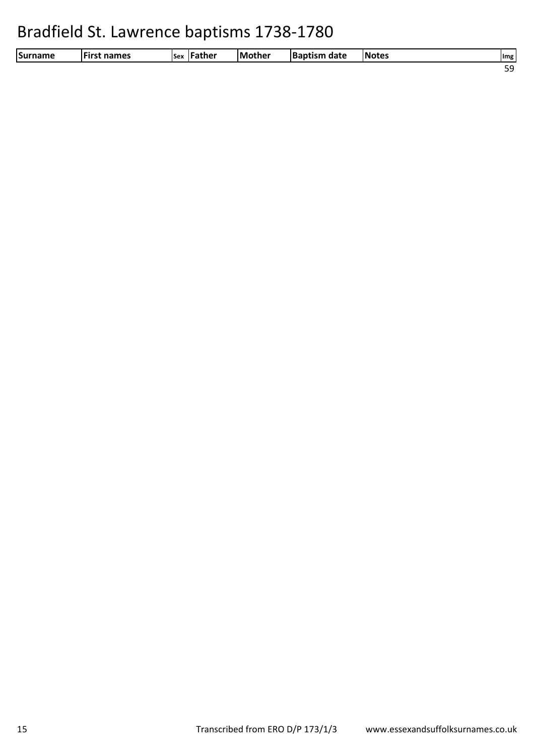# Bradfield St. Lawrence baptisms 1738-1780

| Surname | First names | Sex | Father | Mother | Baptism date | Notes | Img |
|---|---|---|---|---|---|---|---|
| | | | | | | | 59 |

Transcribed from ERO D/P 173/1/3 www.essexandsuffolksurnames.co.uk